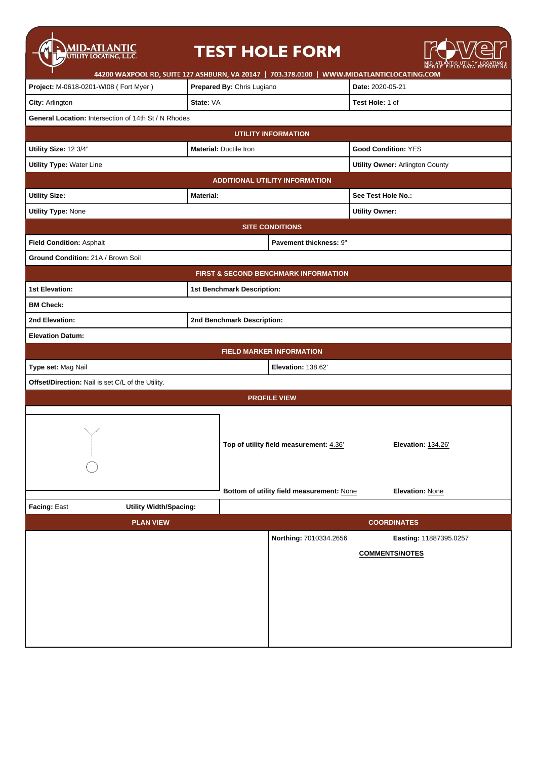# TEST HOLE FORM

MID-ATLANTIC UTILITY LOCATING, L.L.C.

44200 WAXPOOL RD, SUITE 127 ASHBURN, VA 20147 | 703.378.0100 | WWW.MIDATLANTICLOCATING.COM

| | | |
|---|---|---|
| **Project:** M-0618-0201-WI08 ( Fort Myer ) | **Prepared By:** Chris Lugiano | **Date:** 2020-05-21 |
| **City:** Arlington | **State:** VA | **Test Hole:** 1 of |
| **General Location:** Intersection of 14th St / N Rhodes | | |

## UTILITY INFORMATION

| | | |
|---|---|---|
| **Utility Size:** 12 3/4" | **Material:** Ductile Iron | **Good Condition:** YES |
| **Utility Type:** Water Line | | **Utility Owner:** Arlington County |

## ADDITIONAL UTILITY INFORMATION

| | | |
|---|---|---|
| **Utility Size:** | **Material:** | **See Test Hole No.:** |
| **Utility Type:** None | | **Utility Owner:** |

## SITE CONDITIONS

| | |
|---|---|
| **Field Condition:** Asphalt | **Pavement thickness:** 9" |
| **Ground Condition:** 21A / Brown Soil | |

## FIRST & SECOND BENCHMARK INFORMATION

| | |
|---|---|
| **1st Elevation:** | **1st Benchmark Description:** |
| **BM Check:** | |
| **2nd Elevation:** | **2nd Benchmark Description:** |
| **Elevation Datum:** | |

## FIELD MARKER INFORMATION

| | |
|---|---|
| **Type set:** Mag Nail | **Elevation:** 138.62' |
| **Offset/Direction:** Nail is set C/L of the Utility. | |

## PROFILE VIEW

| | |
|---|---|
| **Top of utility field measurement:** 4.36' | **Elevation:** 134.26' |
| **Bottom of utility field measurement:** None | **Elevation:** None |

**Facing:** East **Utility Width/Spacing:**

## PLAN VIEW

## COORDINATES

| | |
|---|---|
| **Northing:** 7010334.2656 | **Easting:** 11887395.0257 |

**COMMENTS/NOTES**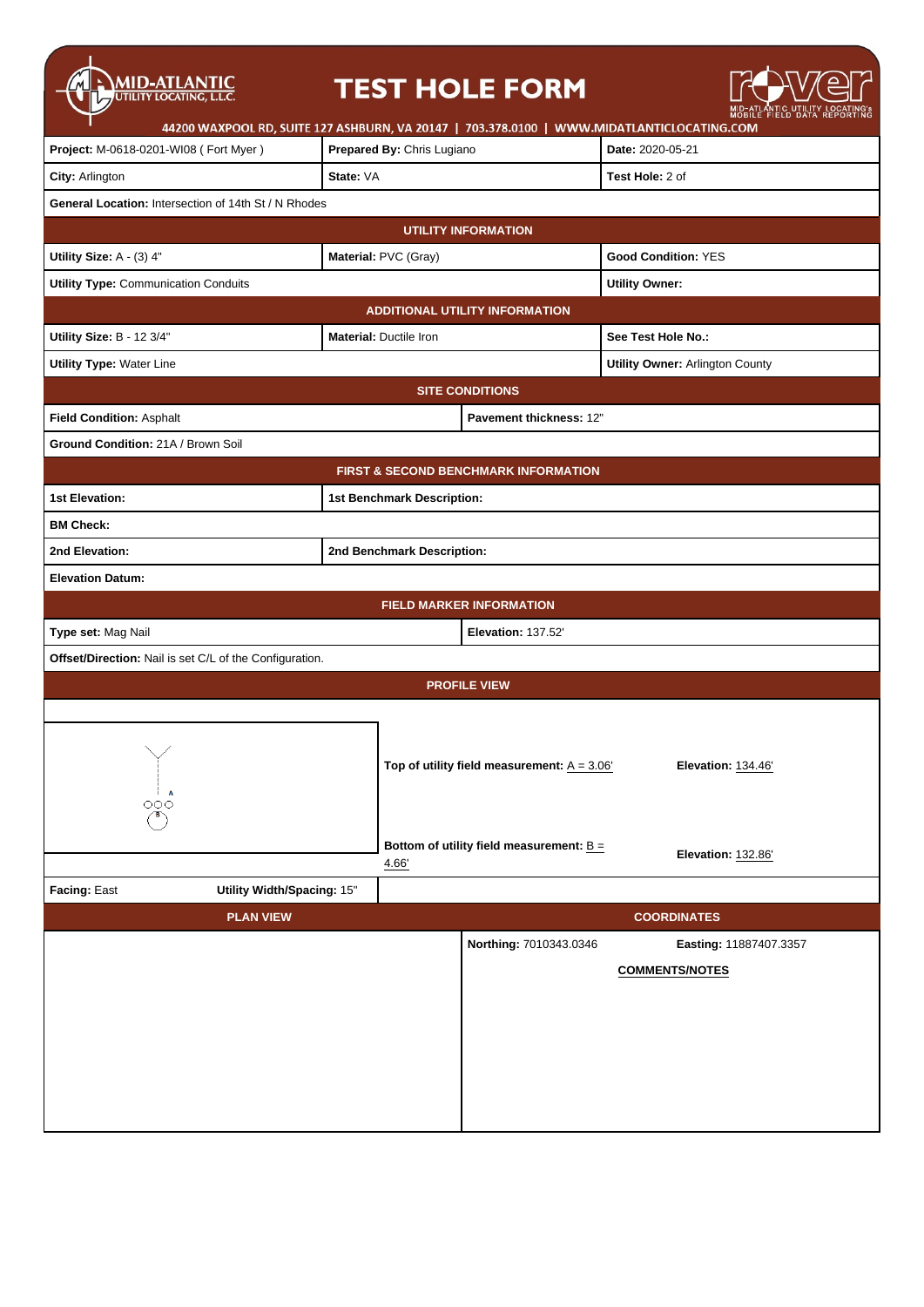# TEST HOLE FORM

MID-ATLANTIC UTILITY LOCATING, L.L.C.

44200 WAXPOOL RD, SUITE 127 ASHBURN, VA 20147 | 703.378.0100 | WWW.MIDATLANTICLOCATING.COM

| | | |
|---|---|---|
| **Project:** M-0618-0201-WI08 ( Fort Myer ) | **Prepared By:** Chris Lugiano | **Date:** 2020-05-21 |
| **City:** Arlington | **State:** VA | **Test Hole:** 2 of |
| **General Location:** Intersection of 14th St / N Rhodes | | |

## UTILITY INFORMATION

| | | |
|---|---|---|
| **Utility Size:** A - (3) 4" | **Material:** PVC (Gray) | **Good Condition:** YES |
| **Utility Type:** Communication Conduits | | **Utility Owner:** |

## ADDITIONAL UTILITY INFORMATION

| | | |
|---|---|---|
| **Utility Size:** B - 12 3/4" | **Material:** Ductile Iron | **See Test Hole No.:** |
| **Utility Type:** Water Line | | **Utility Owner:** Arlington County |

## SITE CONDITIONS

| | |
|---|---|
| **Field Condition:** Asphalt | **Pavement thickness:** 12" |
| **Ground Condition:** 21A / Brown Soil | |

## FIRST & SECOND BENCHMARK INFORMATION

| | |
|---|---|
| **1st Elevation:** | **1st Benchmark Description:** |
| **BM Check:** | |
| **2nd Elevation:** | **2nd Benchmark Description:** |
| **Elevation Datum:** | |

## FIELD MARKER INFORMATION

| | |
|---|---|
| **Type set:** Mag Nail | **Elevation:** 137.52' |
| **Offset/Direction:** Nail is set C/L of the Configuration. | |

## PROFILE VIEW

| | |
|---|---|
| **Top of utility field measurement:** A = 3.06' | **Elevation:** 134.46' |
| **Bottom of utility field measurement:** B = 4.66' | **Elevation:** 132.86' |

**Facing:** East **Utility Width/Spacing:** 15"

## PLAN VIEW

## COORDINATES

| | |
|---|---|
| **Northing:** 7010343.0346 | **Easting:** 11887407.3357 |

**COMMENTS/NOTES**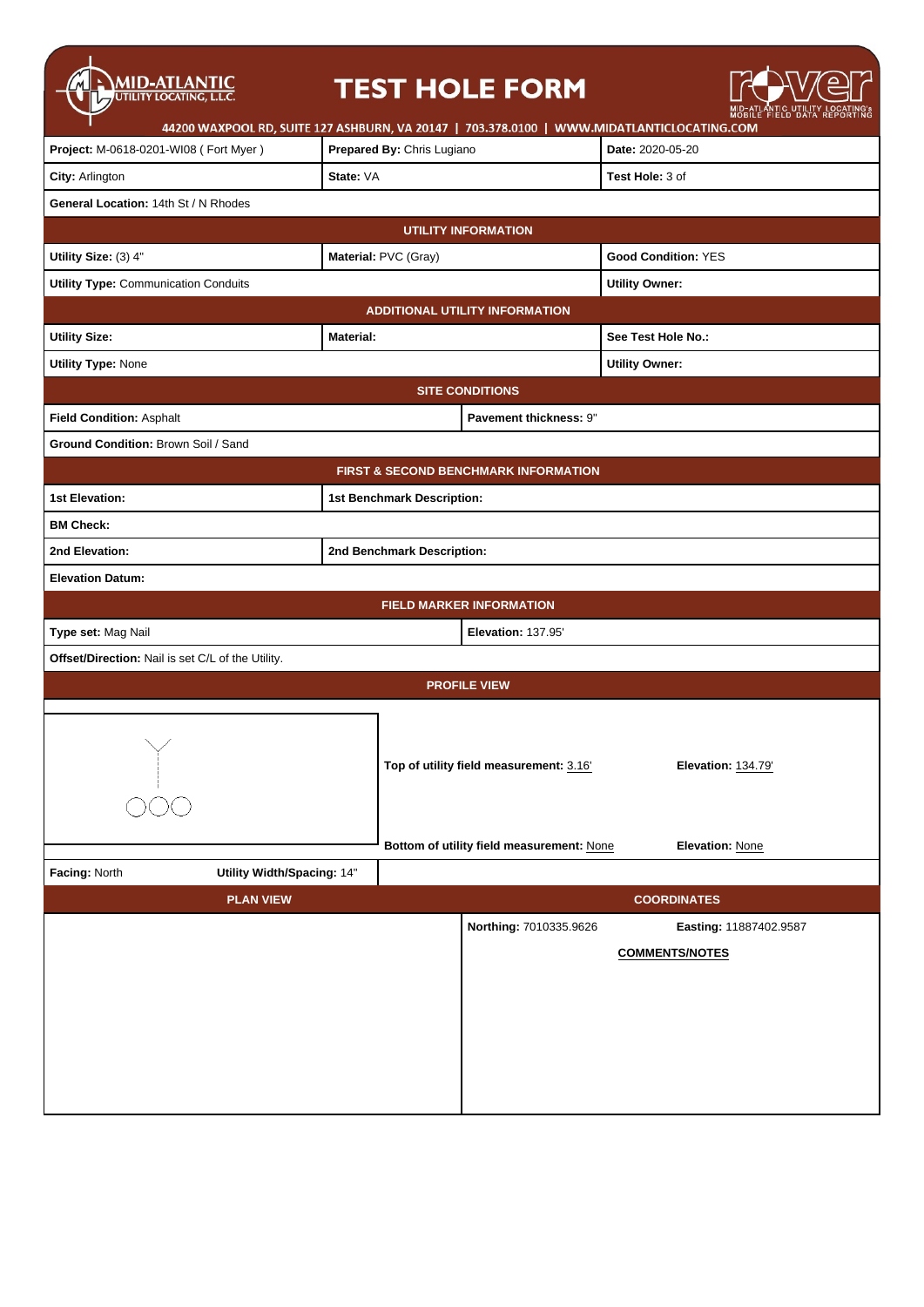# TEST HOLE FORM

MID-ATLANTIC UTILITY LOCATING, L.L.C.

44200 WAXPOOL RD, SUITE 127 ASHBURN, VA 20147 | 703.378.0100 | WWW.MIDATLANTICLOCATING.COM

| | | |
|---|---|---|
| **Project:** M-0618-0201-WI08 ( Fort Myer ) | **Prepared By:** Chris Lugiano | **Date:** 2020-05-20 |
| **City:** Arlington | **State:** VA | **Test Hole:** 3 of |
| **General Location:** 14th St / N Rhodes | | |

## UTILITY INFORMATION

| | | |
|---|---|---|
| **Utility Size:** (3) 4" | **Material:** PVC (Gray) | **Good Condition:** YES |
| **Utility Type:** Communication Conduits | | **Utility Owner:** |

## ADDITIONAL UTILITY INFORMATION

| | | |
|---|---|---|
| **Utility Size:** | **Material:** | **See Test Hole No.:** |
| **Utility Type:** None | | **Utility Owner:** |

## SITE CONDITIONS

| | |
|---|---|
| **Field Condition:** Asphalt | **Pavement thickness:** 9" |
| **Ground Condition:** Brown Soil / Sand | |

## FIRST & SECOND BENCHMARK INFORMATION

| | |
|---|---|
| **1st Elevation:** | **1st Benchmark Description:** |
| **BM Check:** | |
| **2nd Elevation:** | **2nd Benchmark Description:** |
| **Elevation Datum:** | |

## FIELD MARKER INFORMATION

| | |
|---|---|
| **Type set:** Mag Nail | **Elevation:** 137.95' |
| **Offset/Direction:** Nail is set C/L of the Utility. | |

## PROFILE VIEW

| | |
|---|---|
| **Top of utility field measurement:** 3.16' | **Elevation:** 134.79' |
| **Bottom of utility field measurement:** None | **Elevation:** None |

**Facing:** North  **Utility Width/Spacing:** 14"

## PLAN VIEW

## COORDINATES

| | |
|---|---|
| **Northing:** 7010335.9626 | **Easting:** 11887402.9587 |

**COMMENTS/NOTES**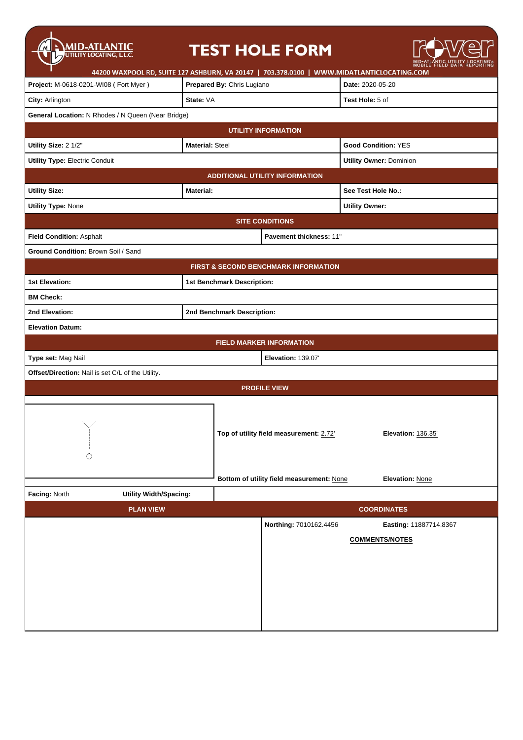# MID-ATLANTIC UTILITY LOCATING, L.L.C.

# TEST HOLE FORM

44200 WAXPOOL RD, SUITE 127 ASHBURN, VA 20147 | 703.378.0100 | WWW.MIDATLANTICLOCATING.COM

| | | |
|---|---|---|
| **Project:** M-0618-0201-WI08 ( Fort Myer ) | **Prepared By:** Chris Lugiano | **Date:** 2020-05-20 |
| **City:** Arlington | **State:** VA | **Test Hole:** 5 of |
| **General Location:** N Rhodes / N Queen (Near Bridge) | | |

## UTILITY INFORMATION

| | | |
|---|---|---|
| **Utility Size:** 2 1/2" | **Material:** Steel | **Good Condition:** YES |
| **Utility Type:** Electric Conduit | | **Utility Owner:** Dominion |

## ADDITIONAL UTILITY INFORMATION

| | | |
|---|---|---|
| **Utility Size:** | **Material:** | **See Test Hole No.:** |
| **Utility Type:** None | | **Utility Owner:** |

## SITE CONDITIONS

| | |
|---|---|
| **Field Condition:** Asphalt | **Pavement thickness:** 11" |
| **Ground Condition:** Brown Soil / Sand | |

## FIRST & SECOND BENCHMARK INFORMATION

| | |
|---|---|
| **1st Elevation:** | **1st Benchmark Description:** |
| **BM Check:** | |
| **2nd Elevation:** | **2nd Benchmark Description:** |
| **Elevation Datum:** | |

## FIELD MARKER INFORMATION

| | |
|---|---|
| **Type set:** Mag Nail | **Elevation:** 139.07' |
| **Offset/Direction:** Nail is set C/L of the Utility. | |

## PROFILE VIEW

| | |
|---|---|
| **Top of utility field measurement:** 2.72' | **Elevation:** 136.35' |
| **Bottom of utility field measurement:** None | **Elevation:** None |

**Facing:** North **Utility Width/Spacing:**

## PLAN VIEW

## COORDINATES

| | |
|---|---|
| **Northing:** 7010162.4456 | **Easting:** 11887714.8367 |

**COMMENTS/NOTES**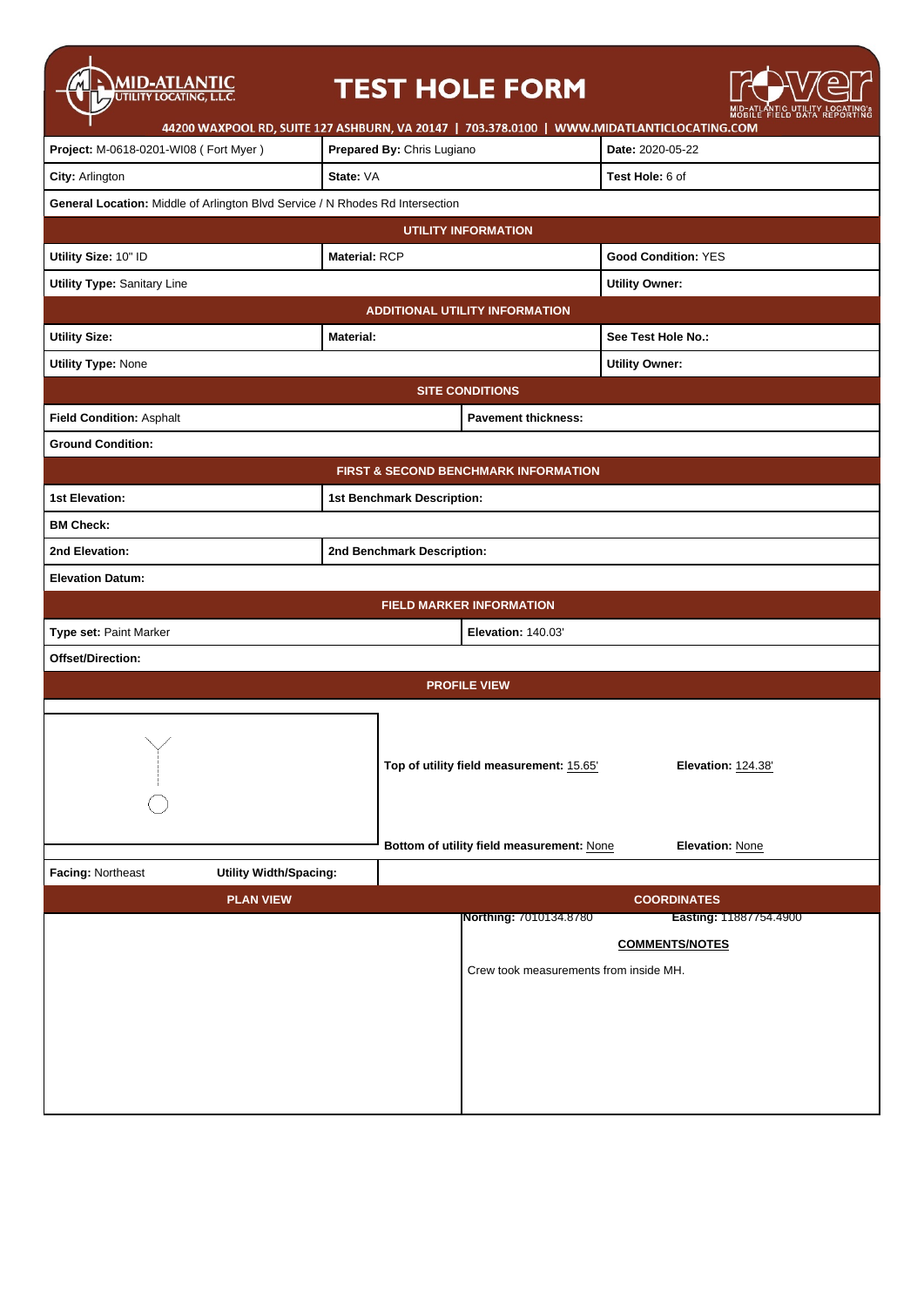# TEST HOLE FORM

MID-ATLANTIC UTILITY LOCATING, L.L.C.

44200 WAXPOOL RD, SUITE 127 ASHBURN, VA 20147 | 703.378.0100 | WWW.MIDATLANTICLOCATING.COM

| | | |
|---|---|---|
| **Project:** M-0618-0201-WI08 ( Fort Myer ) | **Prepared By:** Chris Lugiano | **Date:** 2020-05-22 |
| **City:** Arlington | **State:** VA | **Test Hole:** 6 of |
| **General Location:** Middle of Arlington Blvd Service / N Rhodes Rd Intersection | | |

## UTILITY INFORMATION

| | | |
|---|---|---|
| **Utility Size:** 10" ID | **Material:** RCP | **Good Condition:** YES |
| **Utility Type:** Sanitary Line | | **Utility Owner:** |

## ADDITIONAL UTILITY INFORMATION

| | | |
|---|---|---|
| **Utility Size:** | **Material:** | **See Test Hole No.:** |
| **Utility Type:** None | | **Utility Owner:** |

## SITE CONDITIONS

| | |
|---|---|
| **Field Condition:** Asphalt | **Pavement thickness:** |
| **Ground Condition:** | |

## FIRST & SECOND BENCHMARK INFORMATION

| | |
|---|---|
| **1st Elevation:** | **1st Benchmark Description:** |
| **BM Check:** | |
| **2nd Elevation:** | **2nd Benchmark Description:** |
| **Elevation Datum:** | |

## FIELD MARKER INFORMATION

| | |
|---|---|
| **Type set:** Paint Marker | **Elevation:** 140.03' |
| **Offset/Direction:** | |

## PROFILE VIEW

| | |
|---|---|
| **Top of utility field measurement:** 15.65' | **Elevation:** 124.38' |
| **Bottom of utility field measurement:** None | **Elevation:** None |

**Facing:** Northeast **Utility Width/Spacing:**

## PLAN VIEW

## COORDINATES

**Northing:** 7010134.8780 **Easting:** 11887754.4900

**COMMENTS/NOTES**

Crew took measurements from inside MH.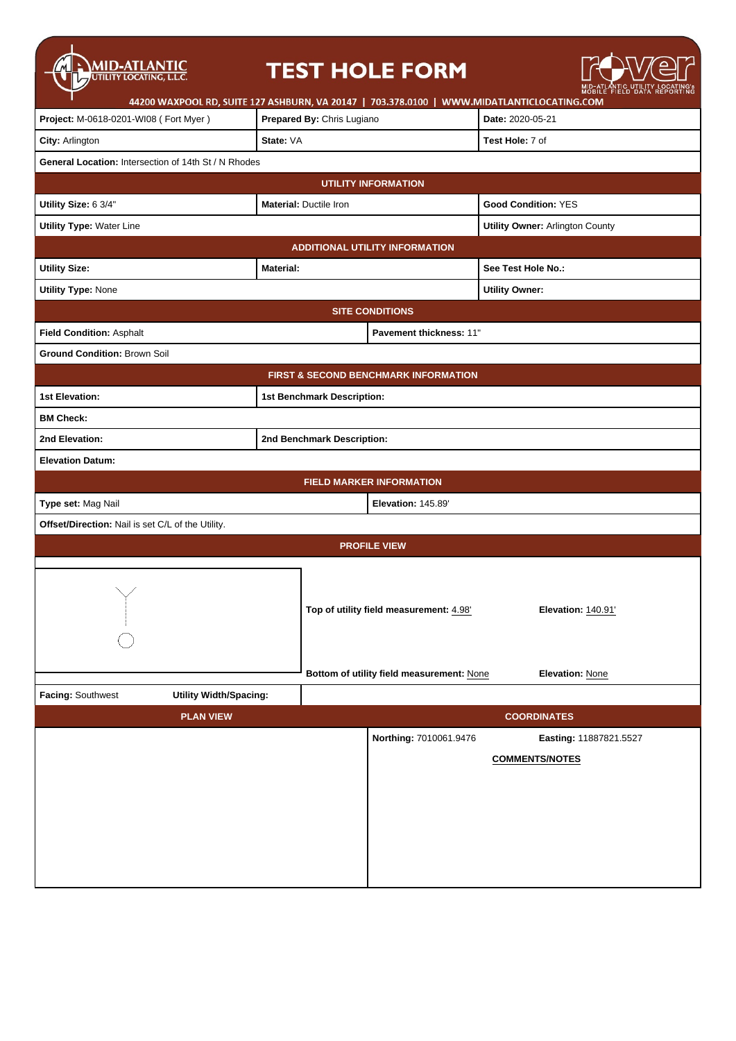# MID-ATLANTIC UTILITY LOCATING, L.L.C.

# TEST HOLE FORM

rover — MID-ATLANTIC UTILITY LOCATING's MOBILE FIELD DATA REPORTING

44200 WAXPOOL RD, SUITE 127 ASHBURN, VA 20147 | 703.378.0100 | WWW.MIDATLANTICLOCATING.COM

| | | |
|---|---|---|
| **Project:** M-0618-0201-WI08 ( Fort Myer ) | **Prepared By:** Chris Lugiano | **Date:** 2020-05-21 |
| **City:** Arlington | **State:** VA | **Test Hole:** 7 of |
| **General Location:** Intersection of 14th St / N Rhodes | | |

## UTILITY INFORMATION

| | | |
|---|---|---|
| **Utility Size:** 6 3/4" | **Material:** Ductile Iron | **Good Condition:** YES |
| **Utility Type:** Water Line | | **Utility Owner:** Arlington County |

## ADDITIONAL UTILITY INFORMATION

| | | |
|---|---|---|
| **Utility Size:** | **Material:** | **See Test Hole No.:** |
| **Utility Type:** None | | **Utility Owner:** |

## SITE CONDITIONS

| | |
|---|---|
| **Field Condition:** Asphalt | **Pavement thickness:** 11" |
| **Ground Condition:** Brown Soil | |

## FIRST & SECOND BENCHMARK INFORMATION

| | |
|---|---|
| **1st Elevation:** | **1st Benchmark Description:** |
| **BM Check:** | |
| **2nd Elevation:** | **2nd Benchmark Description:** |
| **Elevation Datum:** | |

## FIELD MARKER INFORMATION

| | |
|---|---|
| **Type set:** Mag Nail | **Elevation:** 145.89' |
| **Offset/Direction:** Nail is set C/L of the Utility. | |

## PROFILE VIEW

| | |
|---|---|
| **Top of utility field measurement:** 4.98' | **Elevation:** 140.91' |
| **Bottom of utility field measurement:** None | **Elevation:** None |

**Facing:** Southwest **Utility Width/Spacing:**

## PLAN VIEW

## COORDINATES

| | |
|---|---|
| **Northing:** 7010061.9476 | **Easting:** 11887821.5527 |

**COMMENTS/NOTES**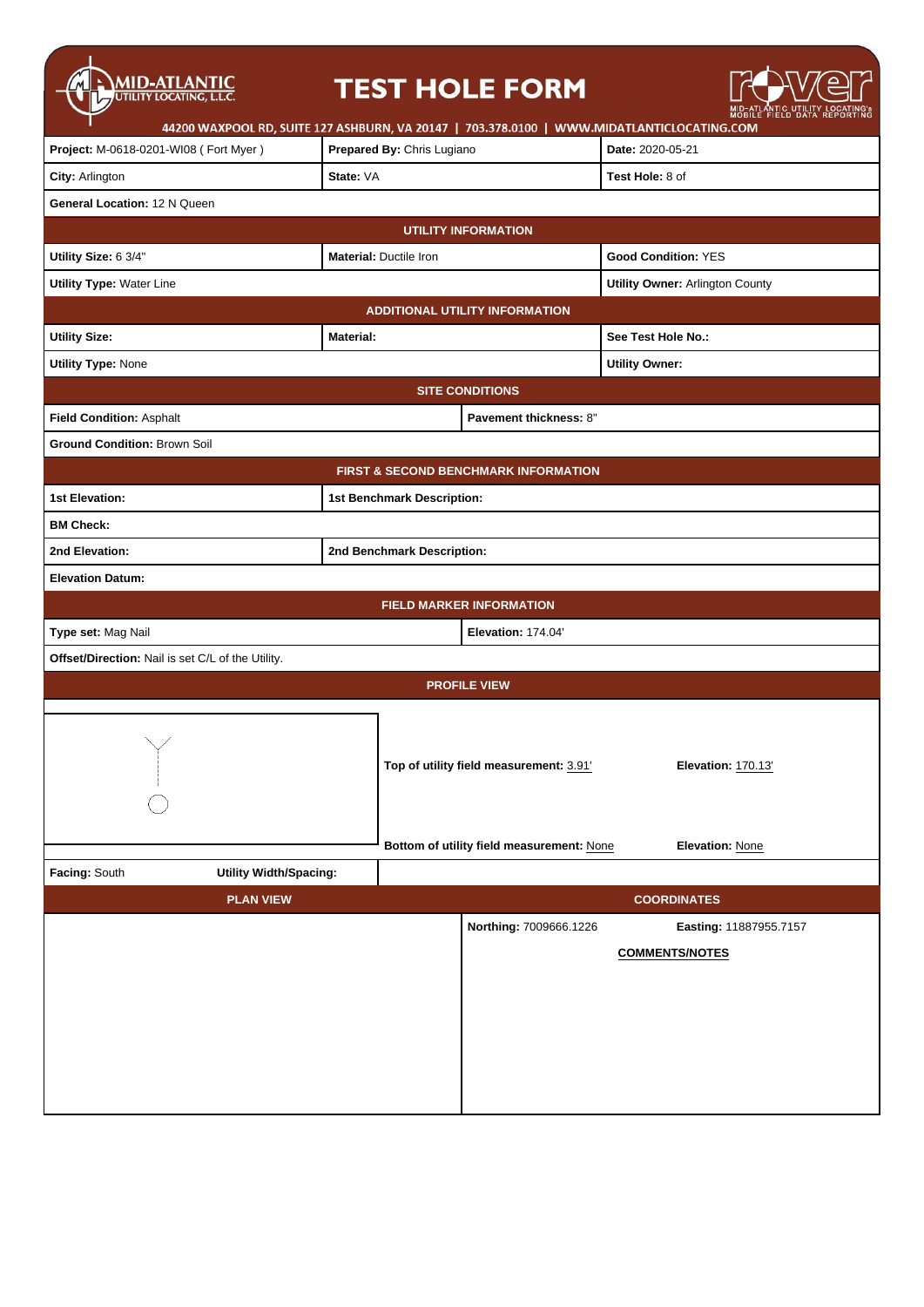# TEST HOLE FORM

MID-ATLANTIC UTILITY LOCATING, L.L.C.

44200 WAXPOOL RD, SUITE 127 ASHBURN, VA 20147 | 703.378.0100 | WWW.MIDATLANTICLOCATING.COM

| | | |
|---|---|---|
| **Project:** M-0618-0201-WI08 ( Fort Myer ) | **Prepared By:** Chris Lugiano | **Date:** 2020-05-21 |
| **City:** Arlington | **State:** VA | **Test Hole:** 8 of |
| **General Location:** 12 N Queen | | |

## UTILITY INFORMATION

| | | |
|---|---|---|
| **Utility Size:** 6 3/4" | **Material:** Ductile Iron | **Good Condition:** YES |
| **Utility Type:** Water Line | | **Utility Owner:** Arlington County |

## ADDITIONAL UTILITY INFORMATION

| | | |
|---|---|---|
| **Utility Size:** | **Material:** | **See Test Hole No.:** |
| **Utility Type:** None | | **Utility Owner:** |

## SITE CONDITIONS

| | |
|---|---|
| **Field Condition:** Asphalt | **Pavement thickness:** 8" |
| **Ground Condition:** Brown Soil | |

## FIRST & SECOND BENCHMARK INFORMATION

| | |
|---|---|
| **1st Elevation:** | **1st Benchmark Description:** |
| **BM Check:** | |
| **2nd Elevation:** | **2nd Benchmark Description:** |
| **Elevation Datum:** | |

## FIELD MARKER INFORMATION

| | |
|---|---|
| **Type set:** Mag Nail | **Elevation:** 174.04' |
| **Offset/Direction:** Nail is set C/L of the Utility. | |

## PROFILE VIEW

| | |
|---|---|
| **Top of utility field measurement:** 3.91' | **Elevation:** 170.13' |
| **Bottom of utility field measurement:** None | **Elevation:** None |

**Facing:** South **Utility Width/Spacing:**

## PLAN VIEW

## COORDINATES

| | |
|---|---|
| **Northing:** 7009666.1226 | **Easting:** 11887955.7157 |

**COMMENTS/NOTES**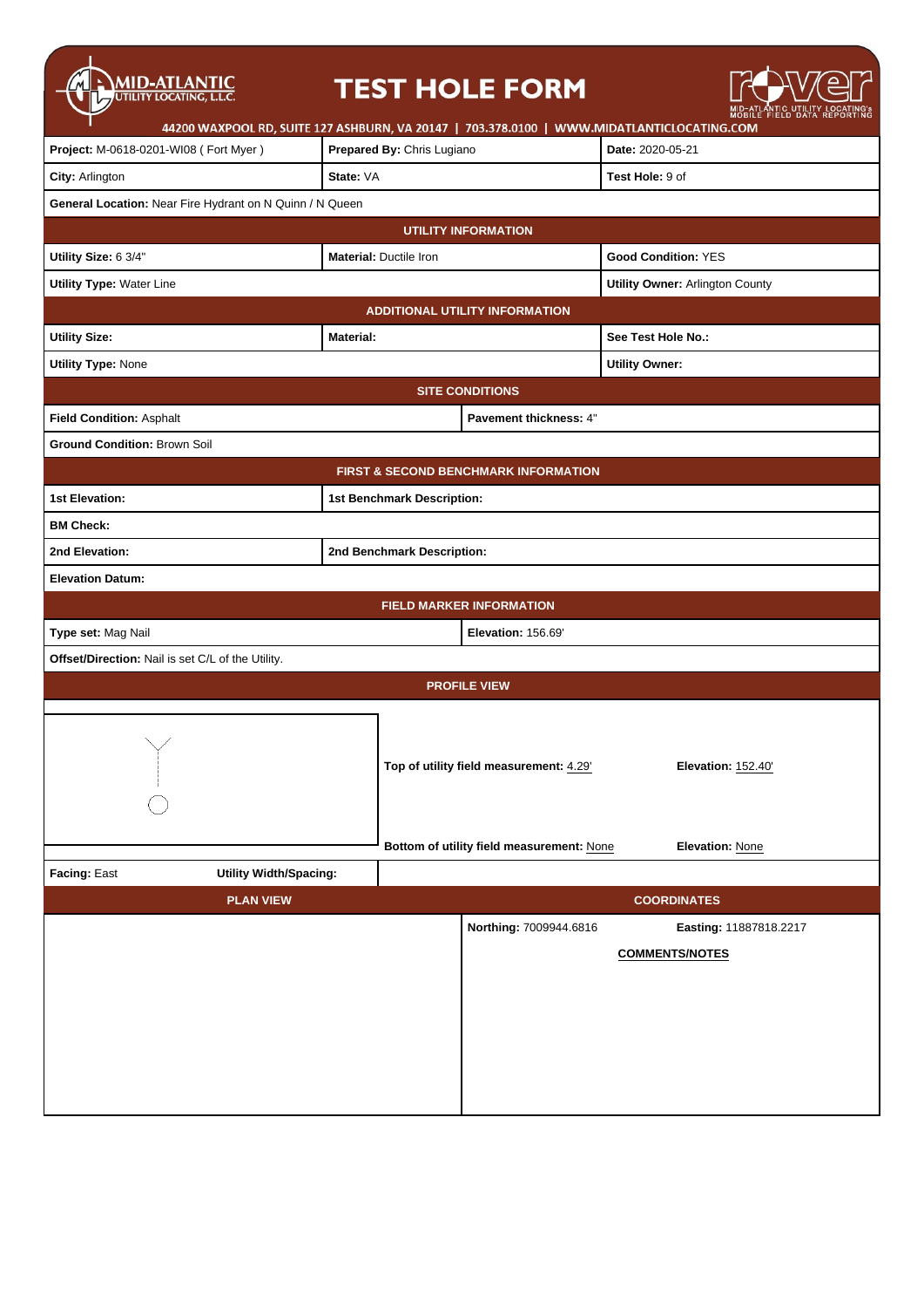# TEST HOLE FORM

MID-ATLANTIC UTILITY LOCATING, L.L.C.

rover — MID-ATLANTIC UTILITY LOCATING's MOBILE FIELD DATA REPORTING

44200 WAXPOOL RD, SUITE 127 ASHBURN, VA 20147 | 703.378.0100 | WWW.MIDATLANTICLOCATING.COM

| | | |
|---|---|---|
| **Project:** M-0618-0201-WI08 ( Fort Myer ) | **Prepared By:** Chris Lugiano | **Date:** 2020-05-21 |
| **City:** Arlington | **State:** VA | **Test Hole:** 9 of |
| **General Location:** Near Fire Hydrant on N Quinn / N Queen | | |

## UTILITY INFORMATION

| | | |
|---|---|---|
| **Utility Size:** 6 3/4" | **Material:** Ductile Iron | **Good Condition:** YES |
| **Utility Type:** Water Line | | **Utility Owner:** Arlington County |

## ADDITIONAL UTILITY INFORMATION

| | | |
|---|---|---|
| **Utility Size:** | **Material:** | **See Test Hole No.:** |
| **Utility Type:** None | | **Utility Owner:** |

## SITE CONDITIONS

| | |
|---|---|
| **Field Condition:** Asphalt | **Pavement thickness:** 4" |
| **Ground Condition:** Brown Soil | |

## FIRST & SECOND BENCHMARK INFORMATION

| | |
|---|---|
| **1st Elevation:** | **1st Benchmark Description:** |
| **BM Check:** | |
| **2nd Elevation:** | **2nd Benchmark Description:** |
| **Elevation Datum:** | |

## FIELD MARKER INFORMATION

| | |
|---|---|
| **Type set:** Mag Nail | **Elevation:** 156.69' |
| **Offset/Direction:** Nail is set C/L of the Utility. | |

## PROFILE VIEW

| | |
|---|---|
| **Top of utility field measurement:** 4.29' | **Elevation:** 152.40' |
| **Bottom of utility field measurement:** None | **Elevation:** None |

**Facing:** East **Utility Width/Spacing:**

## PLAN VIEW

## COORDINATES

| | |
|---|---|
| **Northing:** 7009944.6816 | **Easting:** 11887818.2217 |

**COMMENTS/NOTES**